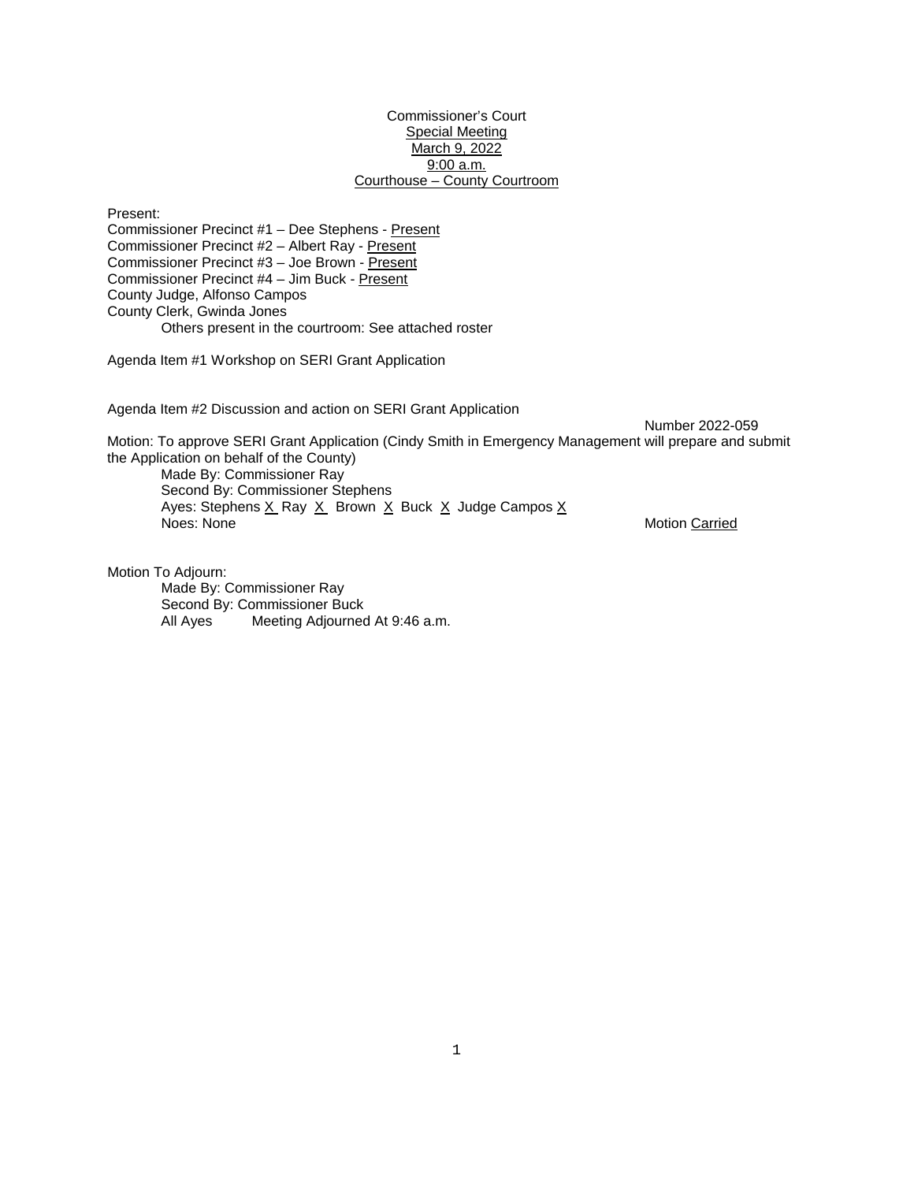Commissioner's Court
Special Meeting
March 9, 2022
9:00 a.m.
Courthouse – County Courtroom

Present:
Commissioner Precinct #1 – Dee Stephens - Present
Commissioner Precinct #2 – Albert Ray - Present
Commissioner Precinct #3 – Joe Brown - Present
Commissioner Precinct #4 – Jim Buck - Present
County Judge, Alfonso Campos
County Clerk, Gwinda Jones
Others present in the courtroom: See attached roster

Agenda Item #1 Workshop on SERI Grant Application

Agenda Item #2 Discussion and action on SERI Grant Application

Number 2022-059

Motion: To approve SERI Grant Application (Cindy Smith in Emergency Management will prepare and submit the Application on behalf of the County)
Made By: Commissioner Ray
Second By: Commissioner Stephens
Ayes: Stephens X Ray X Brown X Buck X Judge Campos X
Noes: None

Motion Carried

Motion To Adjourn:
Made By: Commissioner Ray
Second By: Commissioner Buck
All Ayes Meeting Adjourned At 9:46 a.m.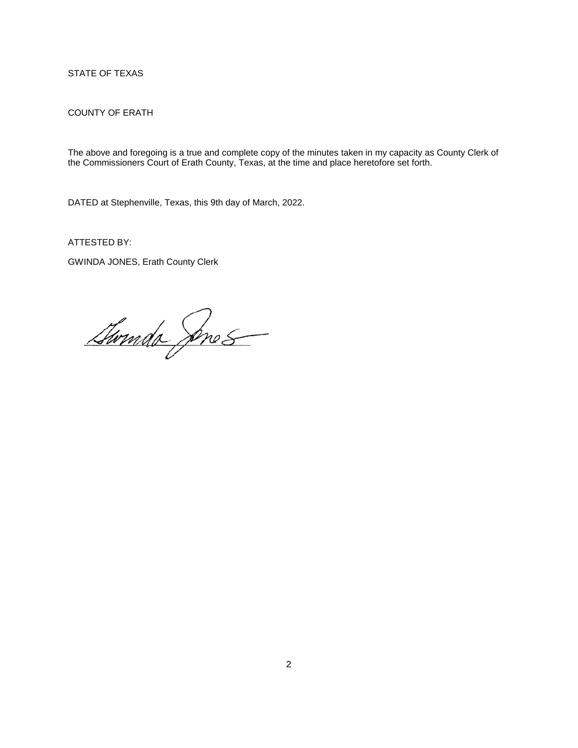STATE OF TEXAS

COUNTY OF ERATH

The above and foregoing is a true and complete copy of the minutes taken in my capacity as County Clerk of the Commissioners Court of Erath County, Texas, at the time and place heretofore set forth.

DATED at Stephenville, Texas, this 9th day of March, 2022.

ATTESTED BY:

GWINDA JONES, Erath County Clerk

Gwinda Jones